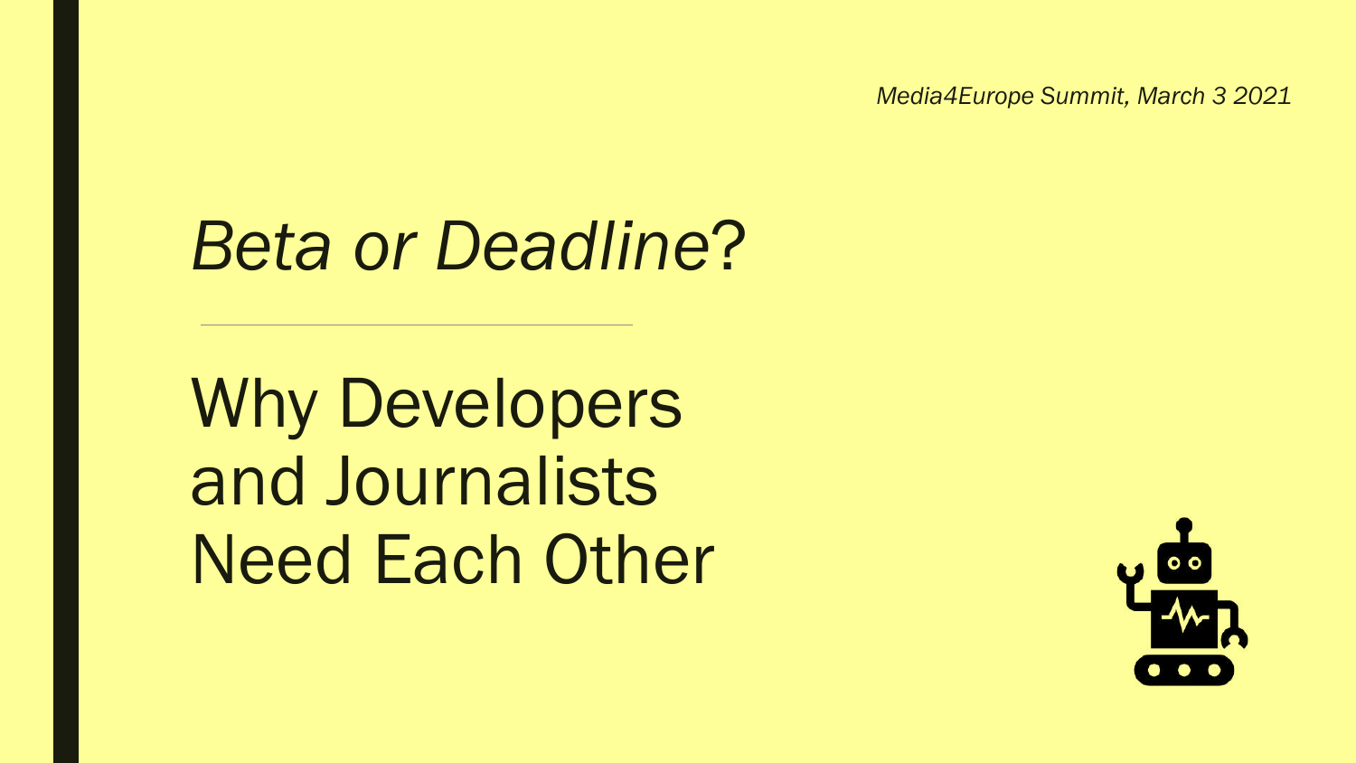*Media4Europe Summit, March 3 2021*

# *Beta or Deadline*?

## Why Developers and Journalists Need Each Other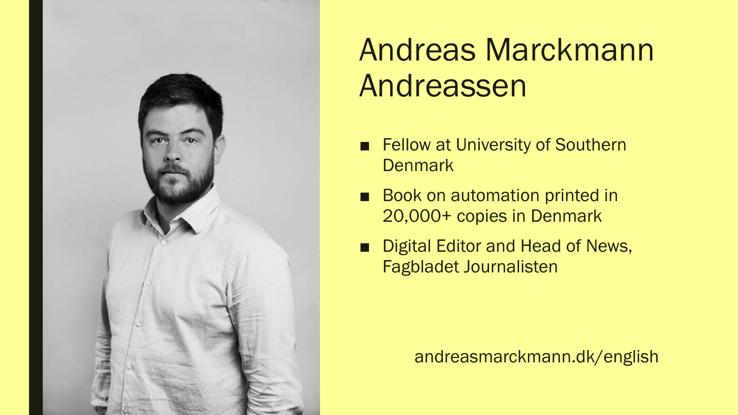# Andreas Marckmann Andreassen

- Fellow at University of Southern Denmark
- Book on automation printed in 20,000+ copies in Denmark
- Digital Editor and Head of News, Fagbladet Journalisten

andreasmarckmann.dk/english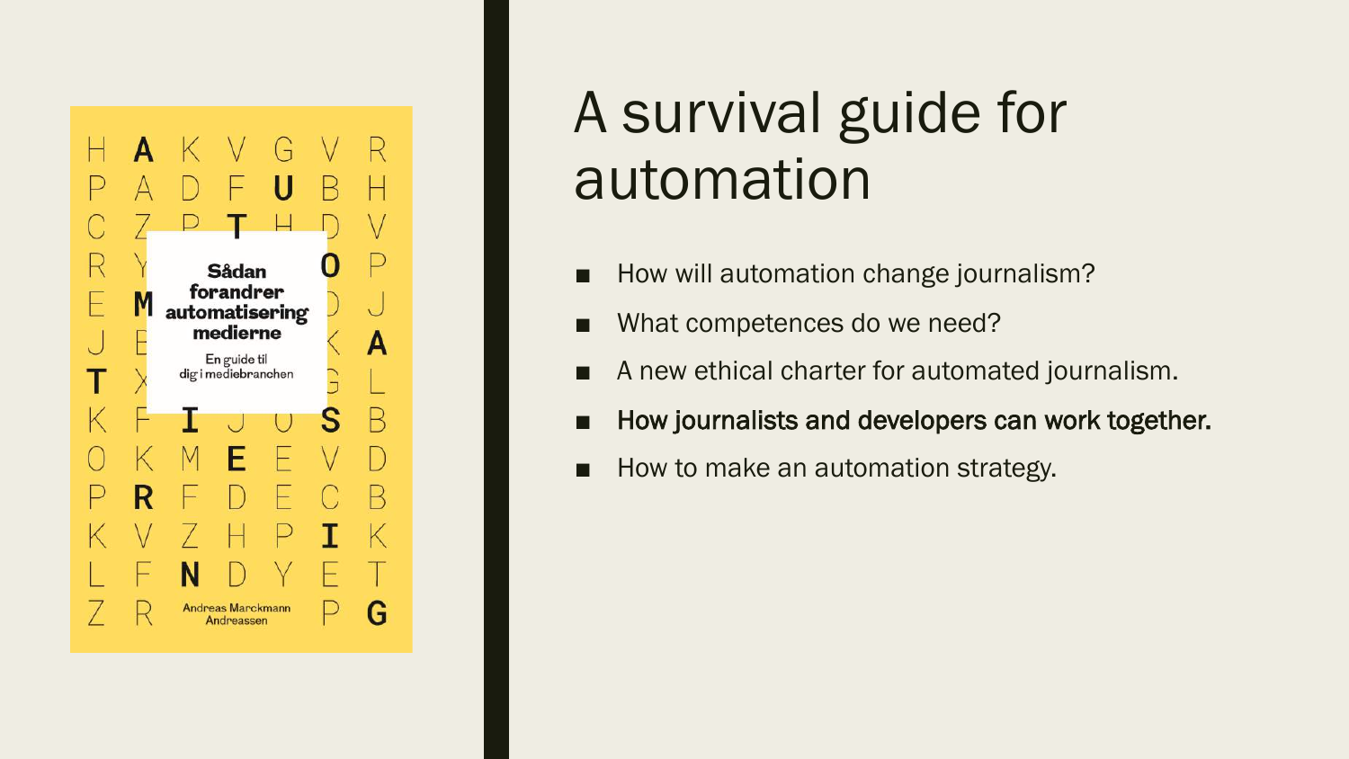Sådan forandrer automatisering medierne

En guide til dig i mediebranchen

Andreas Marckmann Andreassen

# A survival guide for automation

- How will automation change journalism?
- What competences do we need?
- A new ethical charter for automated journalism.
- **How journalists and developers can work together.**
- How to make an automation strategy.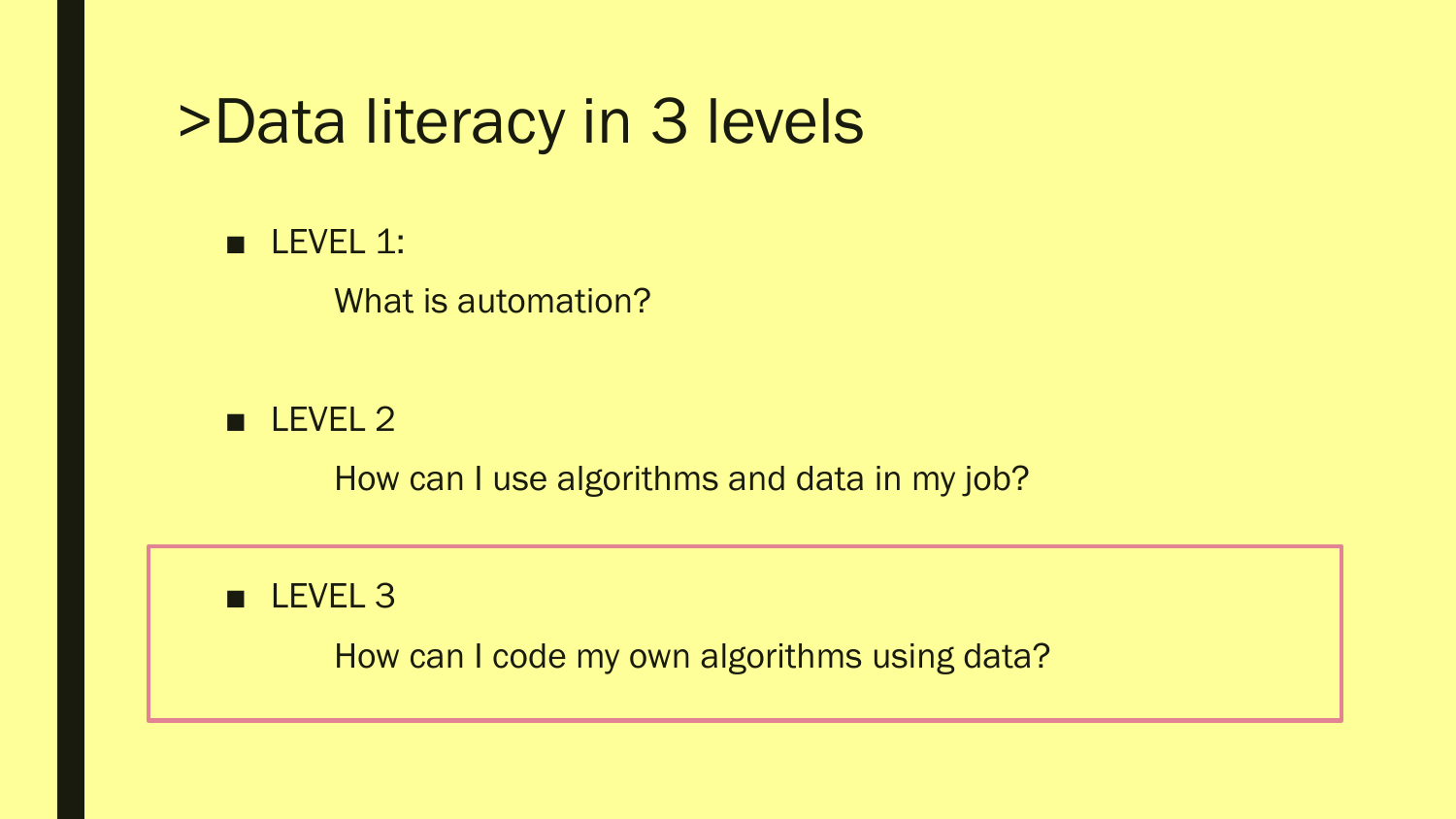# >Data literacy in 3 levels

- LEVEL 1:

  What is automation?

- LEVEL 2

  How can I use algorithms and data in my job?

- LEVEL 3

  How can I code my own algorithms using data?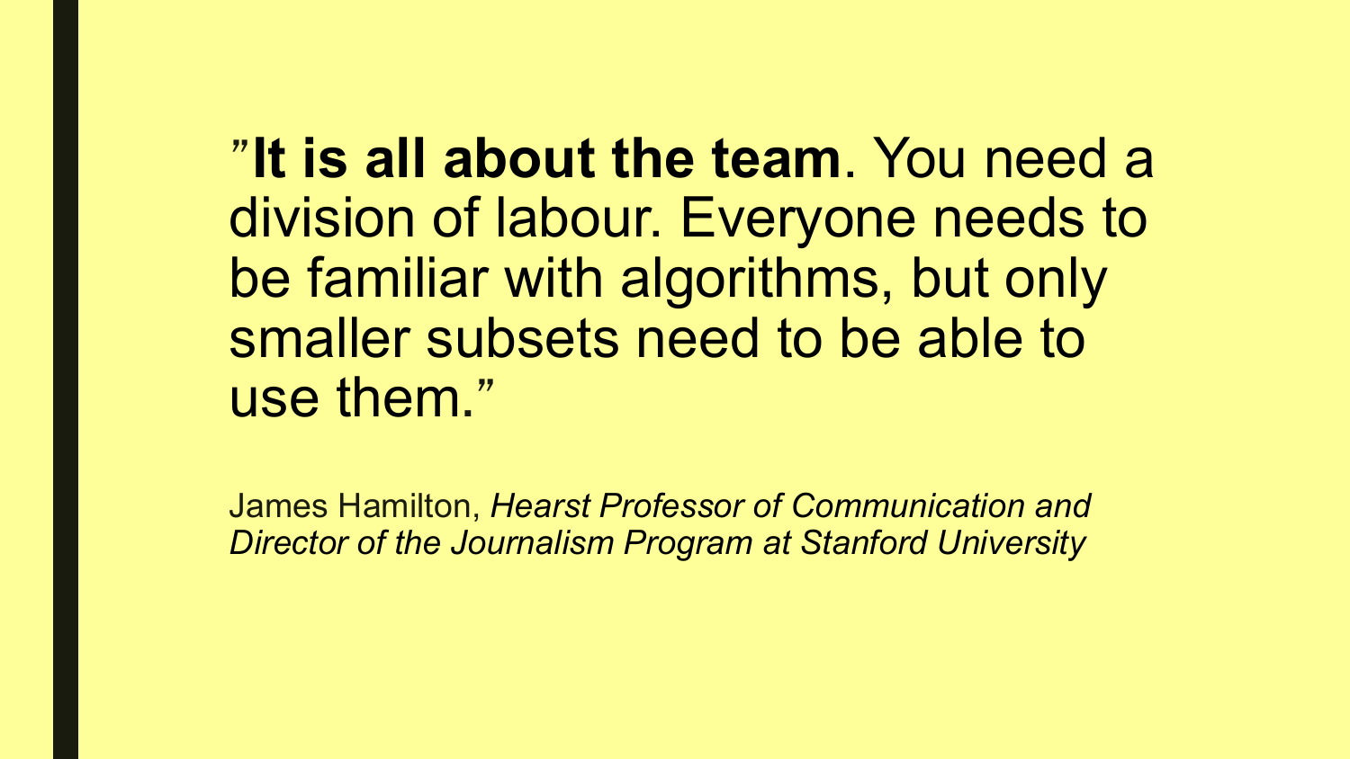”**It is all about the team**. You need a division of labour. Everyone needs to be familiar with algorithms, but only smaller subsets need to be able to use them.”

James Hamilton, *Hearst Professor of Communication and Director of the Journalism Program at Stanford University*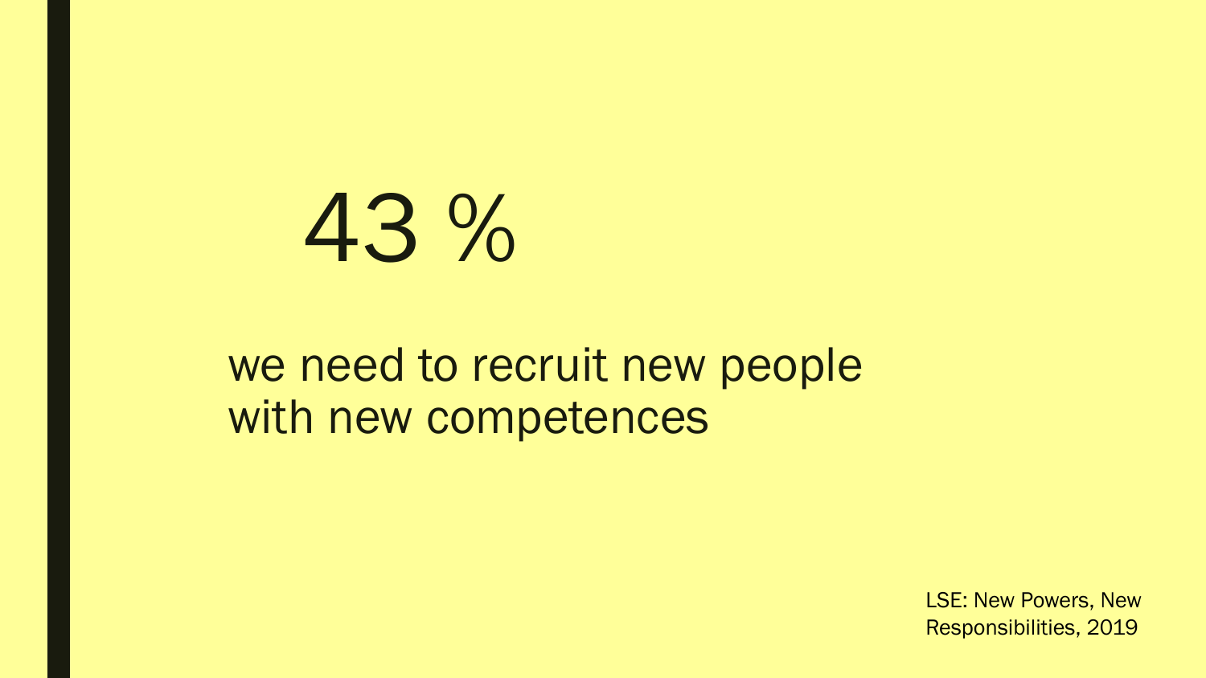# 43 %

we need to recruit new people with new competences

LSE: New Powers, New Responsibilities, 2019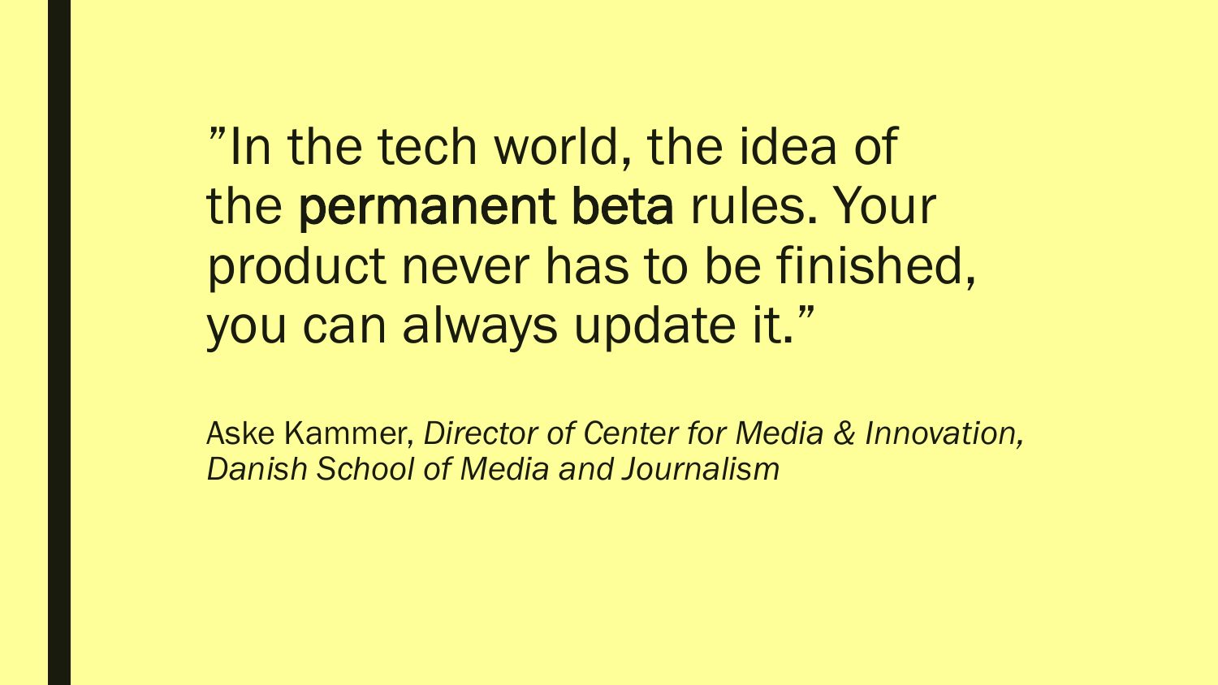”In the tech world, the idea of the **permanent beta** rules. Your product never has to be finished, you can always update it.”

Aske Kammer, *Director of Center for Media & Innovation, Danish School of Media and Journalism*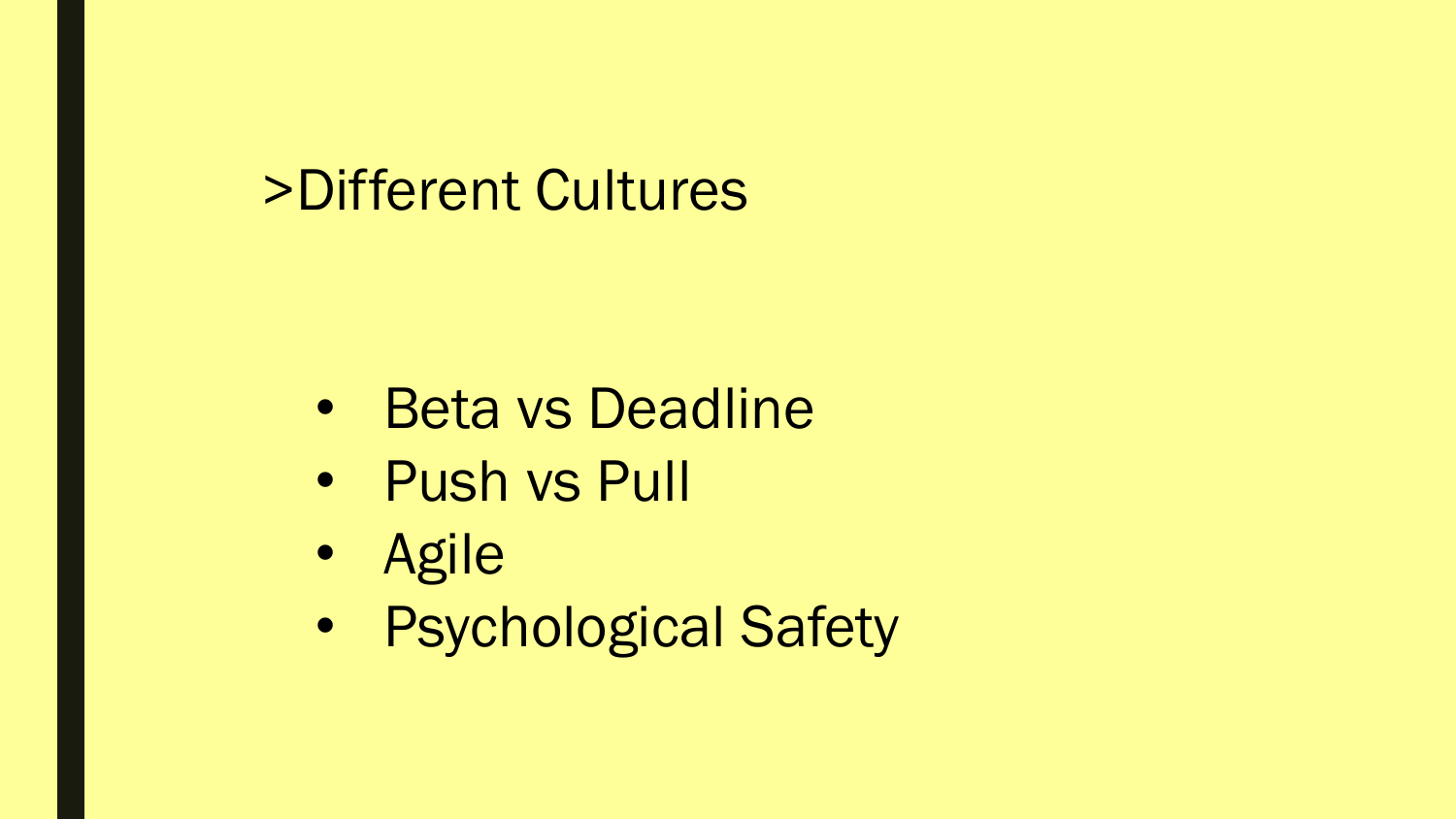# >Different Cultures

- Beta vs Deadline
- Push vs Pull
- Agile
- Psychological Safety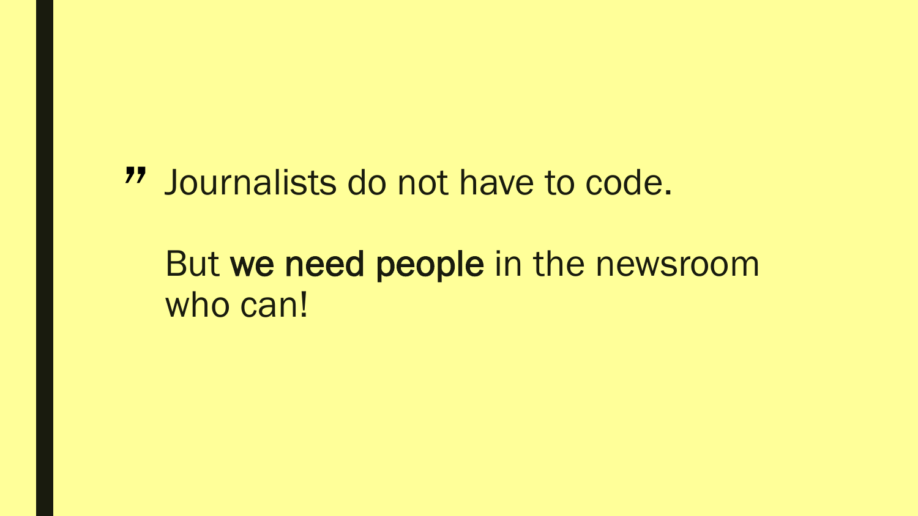> Journalists do not have to code.
>
> But **we need people** in the newsroom who can!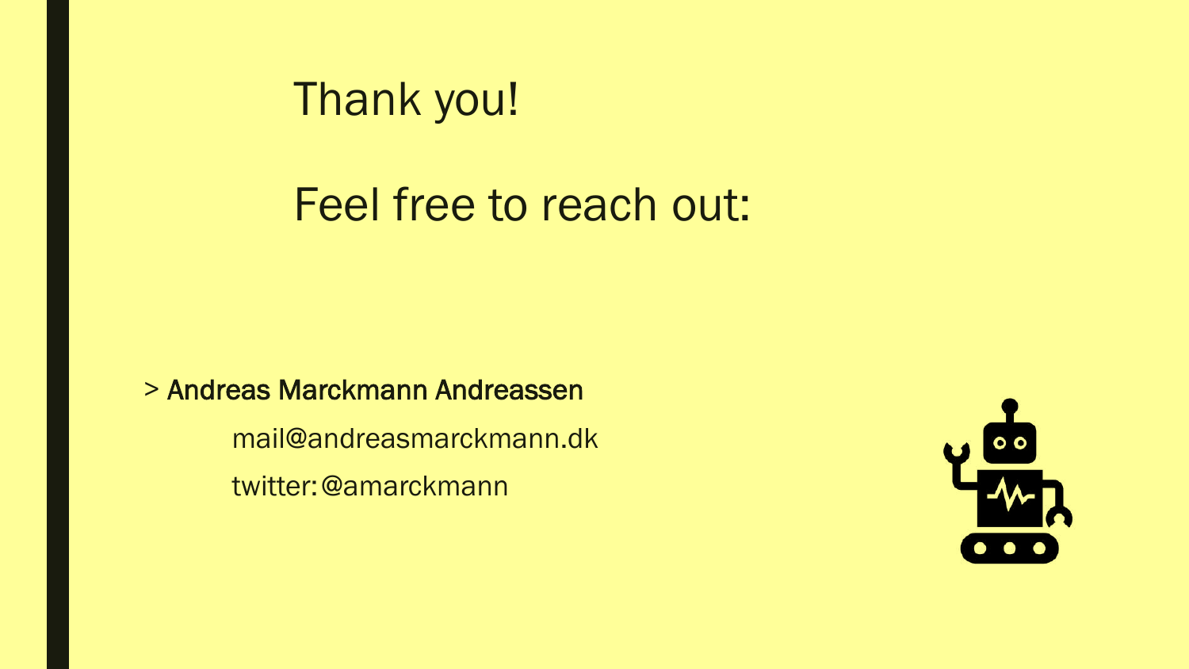# Thank you!

# Feel free to reach out:

> Andreas Marckmann Andreassen

mail@andreasmarckmann.dk

twitter: @amarckmann